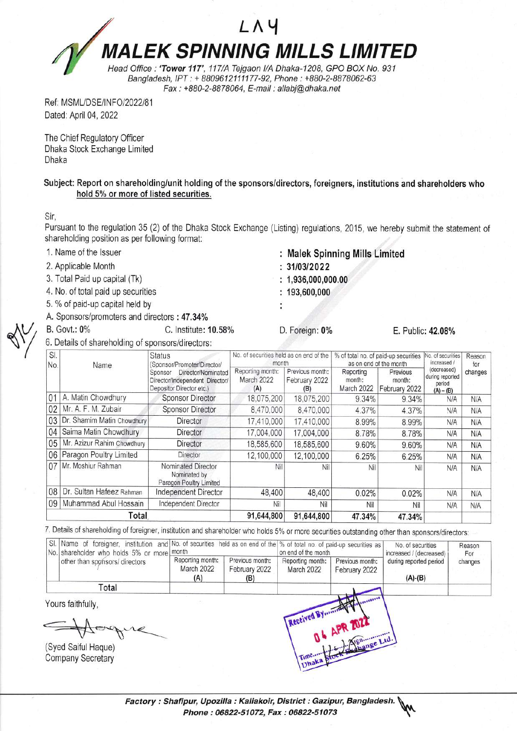LAY

# MALEK SPINNING MILLS LIMITED

*Head Office : 'Tower 117', 117/A Tejgaon I/A Dhaka-1208, GPO BOX No. 931*
*Bangladesh, IPT : + 8809612111177-92, Phone : +880-2-8878062-63*
*Fax : +880-2-8878064, E-mail : allabj@dhaka.net*

Ref: MSML/DSE/INFO/2022/81
Dated: April 04, 2022

The Chief Regulatory Officer
Dhaka Stock Exchange Limited
Dhaka

**Subject: Report on shareholding/unit holding of the sponsors/directors, foreigners, institutions and shareholders who hold 5% or more of listed securities.**

Sir,

Pursuant to the regulation 35 (2) of the Dhaka Stock Exchange (Listing) regulations, 2015, we hereby submit the statement of shareholding position as per following format:

1. Name of the Issuer : **Malek Spinning Mills Limited**
2. Applicable Month : **31/03/2022**
3. Total Paid up capital (Tk) : **1,936,000,000.00**
4. No. of total paid up securities : **193,600,000**
5. % of paid-up capital held by :

A. Sponsors/promoters and directors : **47.34%**

B. Govt.: 0% C. Institute: **10.58%** D. Foreign: **0%** E. Public: **42.08%**

6. Details of shareholding of sponsors/directors:

| Sl. No. | Name | Status (Sponsor/Promoter/Director/ Sponsor Director/Nominated Director/Independent Director/ Depositor Director etc.) | No. of securities held as on end of the month | | % of total no. of paid-up securities as on end of the month | | No. of securities increased / (decreased) during reported period (A) – (B) | Reason for changes |
|---|---|---|---|---|---|---|---|---|
| | | | Reporting month: March 2022 (A) | Previous month: February 2022 (B) | Reporting month: March 2022 | Previous month: February 2022 | | |
| 01 | A. Matin Chowdhury | Sponsor Director | 18,075,200 | 18,075,200 | 9.34% | 9.34% | N/A | N/A |
| 02 | Mr. A. F. M. Zubair | Sponsor Director | 8,470,000 | 8,470,000 | 4.37% | 4.37% | N/A | N/A |
| 03 | Dr. Shamim Matin Chowdhury | Director | 17,410,000 | 17,410,000 | 8.99% | 8.99% | N/A | N/A |
| 04 | Saima Matin Chowdhury | Director | 17,004,000 | 17,004,000 | 8.78% | 8.78% | N/A | N/A |
| 05 | Mr. Azizur Rahim Chowdhury | Director | 18,585,600 | 18,585,600 | 9.60% | 9.60% | N/A | N/A |
| 06 | Paragon Poultry Limited | Director | 12,100,000 | 12,100,000 | 6.25% | 6.25% | N/A | N/A |
| 07 | Mr. Moshiur Rahman | Nominated Director Nominated by Paragon Poultry Limited | Nil | Nil | Nil | Nil | N/A | N/A |
| 08 | Dr. Sultan Hafeez Rahman | Independent Director | 48,400 | 48,400 | 0.02% | 0.02% | N/A | N/A |
| 09 | Muhammad Abul Hossain | Independent Director | Nil | Nil | Nil | Nil | N/A | N/A |
| | **Total** | | 91,644,800 | 91,644,800 | 47.34% | 47.34% | | |

7. Details of shareholding of foreigner, institution and shareholder who holds 5% or more securities outstanding other than sponsors/directors:

| Sl. No. | Name of foreigner, institution and shareholder who holds 5% or more other than sponsors/ directors | No. of securities held as on end of the month | | % of total no. of paid-up securities as on end of the month | | No. of securities increased / (decreased) during reported period (A)-(B) | Reason For changes |
|---|---|---|---|---|---|---|---|
| | | Reporting month: March 2022 (A) | Previous month: February 2022 (B) | Reporting month: March 2022 | Previous month: February 2022 | | |
| | Total | | | | | | |

Yours faithfully,

(Syed Saiful Haque)
Company Secretary

Received By...
04 APR 2022
Time... Sign...
Dhaka Stock Exchange Ltd.

***Factory : Shafipur, Upozilla : Kaliakoir, District : Gazipur, Bangladesh.***
***Phone : 06822-51072, Fax : 06822-51073***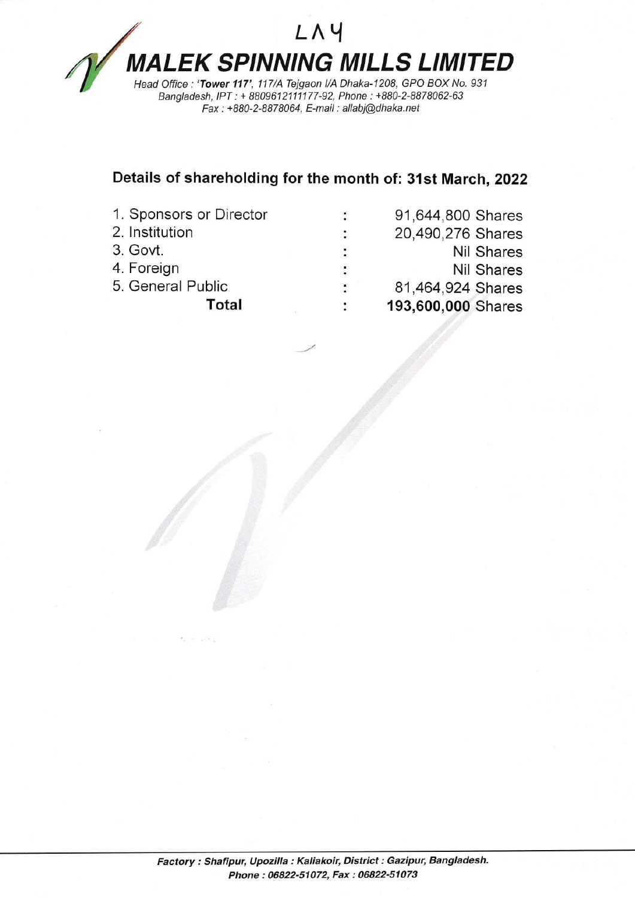LAY

# MALEK SPINNING MILLS LIMITED

*Head Office : 'Tower 117', 117/A Tejgaon I/A Dhaka-1208, GPO BOX No. 931 Bangladesh, IPT : + 8809612111177-92, Phone : +880-2-8878062-63 Fax : +880-2-8878064, E-mail : allabj@dhaka.net*

## Details of shareholding for the month of: 31st March, 2022

| | | |
|---|---|---|
| 1. Sponsors or Director | : | 91,644,800 Shares |
| 2. Institution | : | 20,490,276 Shares |
| 3. Govt. | : | Nil Shares |
| 4. Foreign | : | Nil Shares |
| 5. General Public | : | 81,464,924 Shares |
| **Total** | : | **193,600,000** Shares |

***Factory : Shafipur, Upozilla : Kaliakoir, District : Gazipur, Bangladesh.***
***Phone : 06822-51072, Fax : 06822-51073***